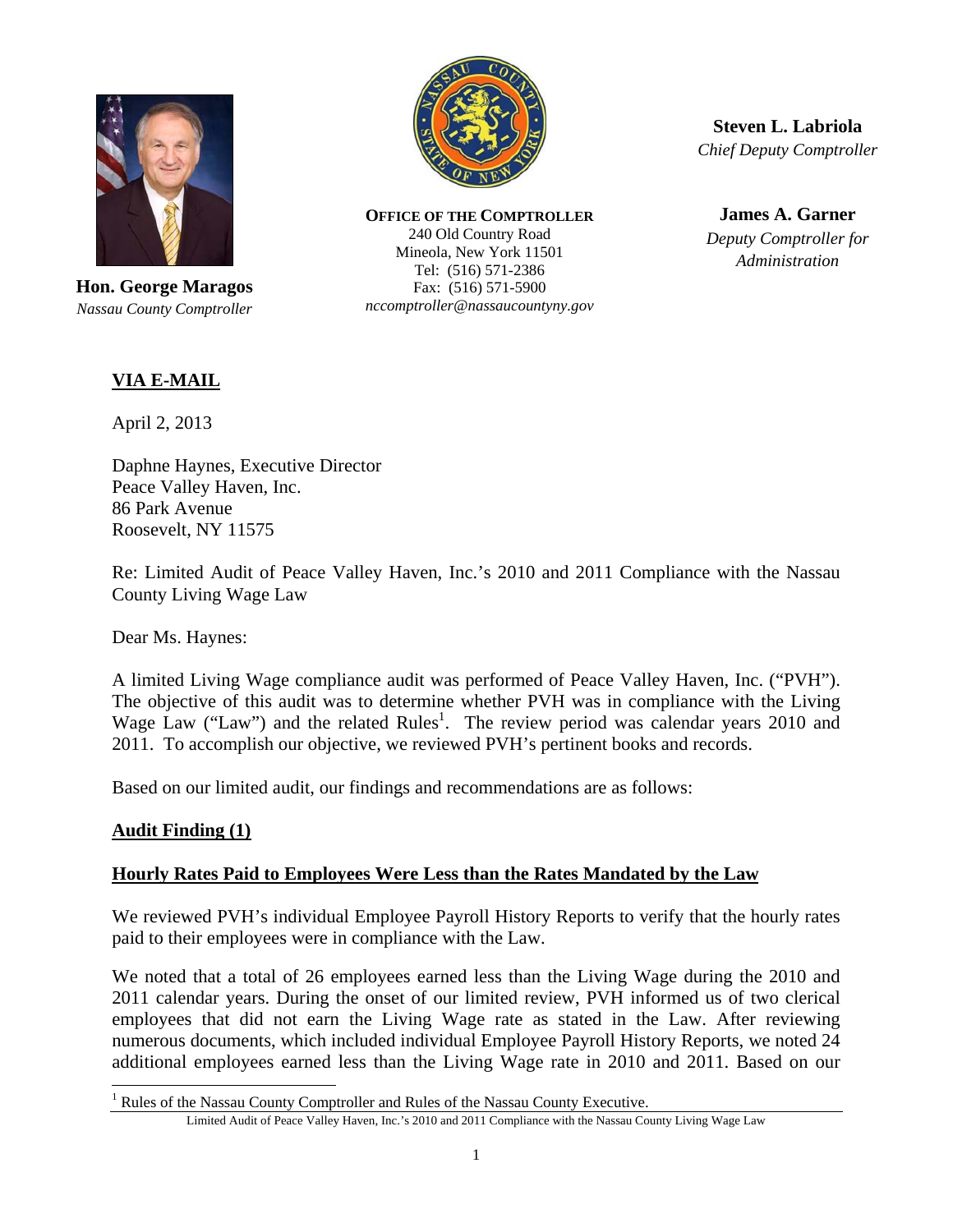**Hon. George Maragos**
*Nassau County Comptroller*

**OFFICE OF THE COMPTROLLER**
240 Old Country Road
Mineola, New York 11501
Tel: (516) 571-2386
Fax: (516) 571-5900
*nccomptroller@nassaucountyny.gov*

**Steven L. Labriola**
*Chief Deputy Comptroller*

**James A. Garner**
*Deputy Comptroller for Administration*

**VIA E-MAIL**

April 2, 2013

Daphne Haynes, Executive Director
Peace Valley Haven, Inc.
86 Park Avenue
Roosevelt, NY 11575

Re: Limited Audit of Peace Valley Haven, Inc.'s 2010 and 2011 Compliance with the Nassau County Living Wage Law

Dear Ms. Haynes:

A limited Living Wage compliance audit was performed of Peace Valley Haven, Inc. ("PVH"). The objective of this audit was to determine whether PVH was in compliance with the Living Wage Law ("Law") and the related Rules[1]. The review period was calendar years 2010 and 2011. To accomplish our objective, we reviewed PVH's pertinent books and records.

Based on our limited audit, our findings and recommendations are as follows:

**Audit Finding (1)**

**Hourly Rates Paid to Employees Were Less than the Rates Mandated by the Law**

We reviewed PVH's individual Employee Payroll History Reports to verify that the hourly rates paid to their employees were in compliance with the Law.

We noted that a total of 26 employees earned less than the Living Wage during the 2010 and 2011 calendar years. During the onset of our limited review, PVH informed us of two clerical employees that did not earn the Living Wage rate as stated in the Law. After reviewing numerous documents, which included individual Employee Payroll History Reports, we noted 24 additional employees earned less than the Living Wage rate in 2010 and 2011. Based on our

[1] Rules of the Nassau County Comptroller and Rules of the Nassau County Executive.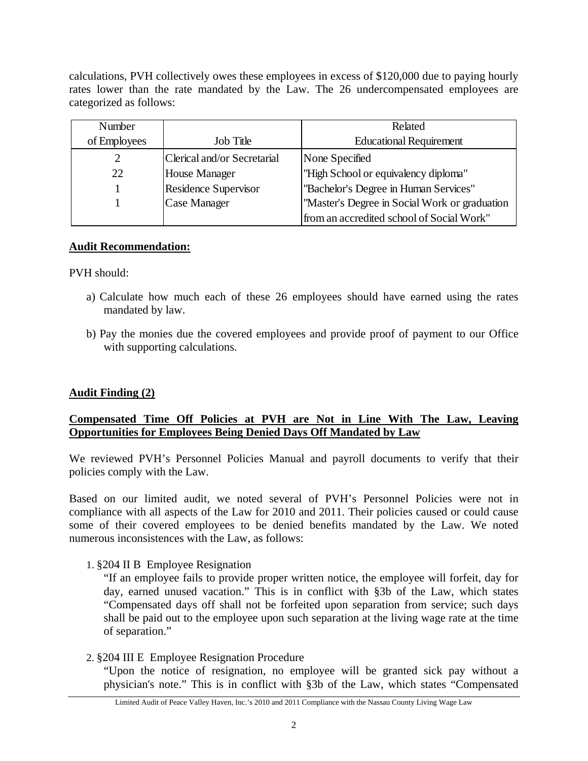calculations, PVH collectively owes these employees in excess of $120,000 due to paying hourly rates lower than the rate mandated by the Law. The 26 undercompensated employees are categorized as follows:

| Number of Employees | Job Title | Related Educational Requirement |
|---|---|---|
| 2 | Clerical and/or Secretarial | None Specified |
| 22 | House Manager | "High School or equivalency diploma" |
| 1 | Residence Supervisor | "Bachelor's Degree in Human Services" |
| 1 | Case Manager | "Master's Degree in Social Work or graduation from an accredited school of Social Work" |

**Audit Recommendation:**

PVH should:

a) Calculate how much each of these 26 employees should have earned using the rates mandated by law.

b) Pay the monies due the covered employees and provide proof of payment to our Office with supporting calculations.

**Audit Finding (2)**

**Compensated Time Off Policies at PVH are Not in Line With The Law, Leaving Opportunities for Employees Being Denied Days Off Mandated by Law**

We reviewed PVH's Personnel Policies Manual and payroll documents to verify that their policies comply with the Law.

Based on our limited audit, we noted several of PVH's Personnel Policies were not in compliance with all aspects of the Law for 2010 and 2011. Their policies caused or could cause some of their covered employees to be denied benefits mandated by the Law. We noted numerous inconsistences with the Law, as follows:

1. §204 II B Employee Resignation
   "If an employee fails to provide proper written notice, the employee will forfeit, day for day, earned unused vacation." This is in conflict with §3b of the Law, which states "Compensated days off shall not be forfeited upon separation from service; such days shall be paid out to the employee upon such separation at the living wage rate at the time of separation."

2. §204 III E Employee Resignation Procedure
   "Upon the notice of resignation, no employee will be granted sick pay without a physician's note." This is in conflict with §3b of the Law, which states "Compensated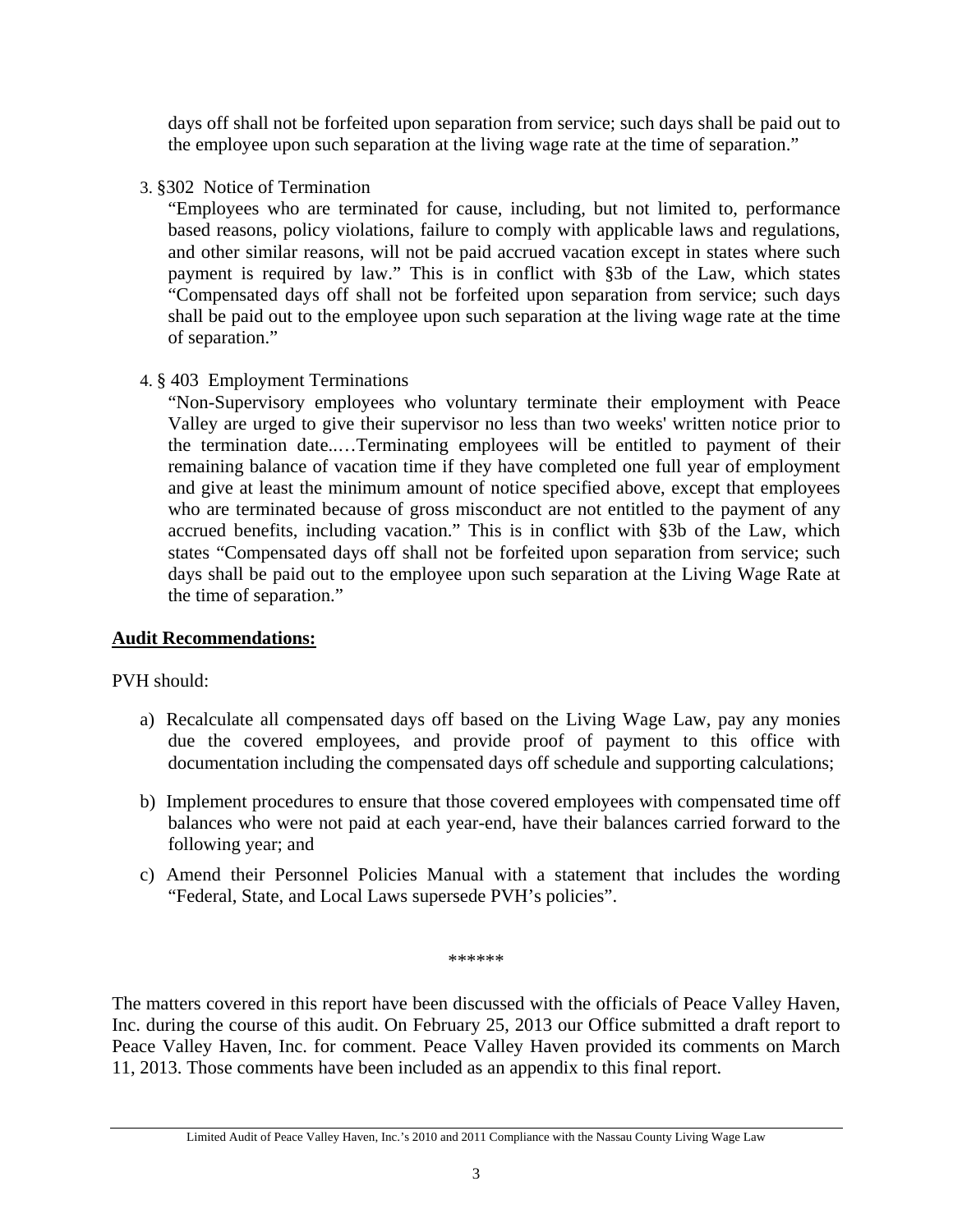days off shall not be forfeited upon separation from service; such days shall be paid out to the employee upon such separation at the living wage rate at the time of separation."

3. §302 Notice of Termination

   "Employees who are terminated for cause, including, but not limited to, performance based reasons, policy violations, failure to comply with applicable laws and regulations, and other similar reasons, will not be paid accrued vacation except in states where such payment is required by law." This is in conflict with §3b of the Law, which states "Compensated days off shall not be forfeited upon separation from service; such days shall be paid out to the employee upon such separation at the living wage rate at the time of separation."

4. § 403 Employment Terminations

   "Non-Supervisory employees who voluntary terminate their employment with Peace Valley are urged to give their supervisor no less than two weeks' written notice prior to the termination date..…Terminating employees will be entitled to payment of their remaining balance of vacation time if they have completed one full year of employment and give at least the minimum amount of notice specified above, except that employees who are terminated because of gross misconduct are not entitled to the payment of any accrued benefits, including vacation." This is in conflict with §3b of the Law, which states "Compensated days off shall not be forfeited upon separation from service; such days shall be paid out to the employee upon such separation at the Living Wage Rate at the time of separation."

**Audit Recommendations:**

PVH should:

a) Recalculate all compensated days off based on the Living Wage Law, pay any monies due the covered employees, and provide proof of payment to this office with documentation including the compensated days off schedule and supporting calculations;

b) Implement procedures to ensure that those covered employees with compensated time off balances who were not paid at each year-end, have their balances carried forward to the following year; and

c) Amend their Personnel Policies Manual with a statement that includes the wording "Federal, State, and Local Laws supersede PVH's policies".

\*\*\*\*\*\*

The matters covered in this report have been discussed with the officials of Peace Valley Haven, Inc. during the course of this audit. On February 25, 2013 our Office submitted a draft report to Peace Valley Haven, Inc. for comment. Peace Valley Haven provided its comments on March 11, 2013. Those comments have been included as an appendix to this final report.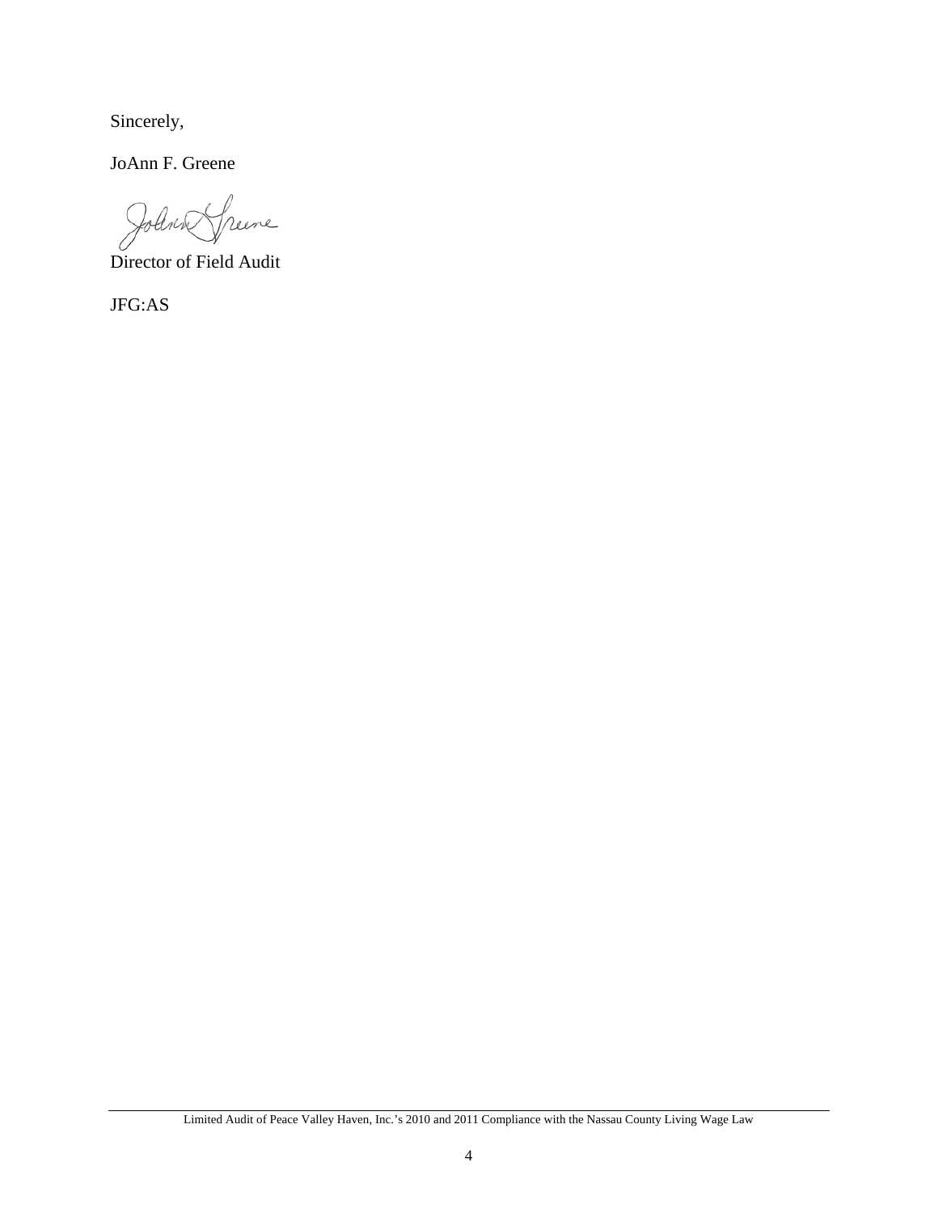Sincerely,

JoAnn F. Greene

Director of Field Audit

JFG:AS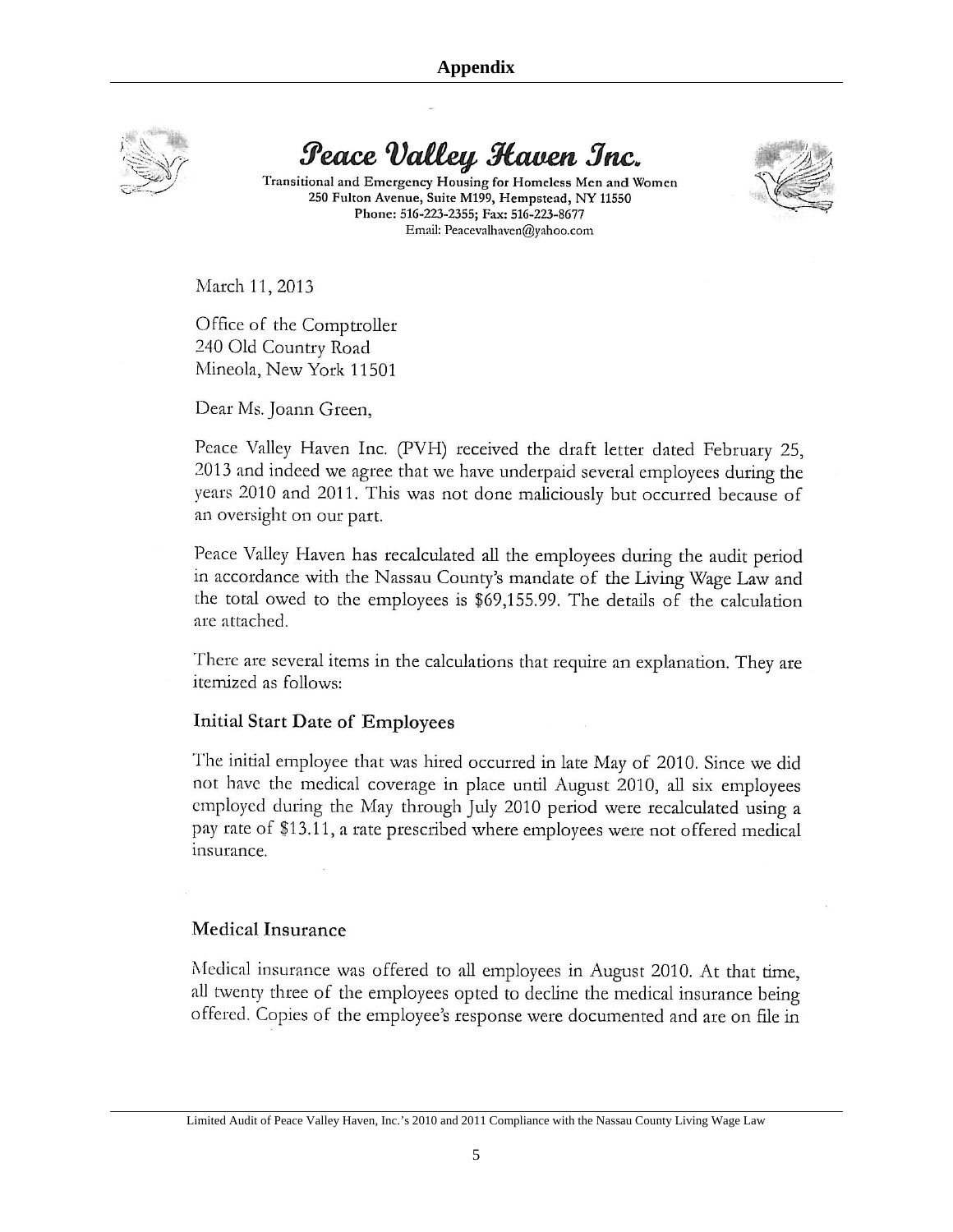## Appendix

# Peace Valley Haven Inc.

**Transitional and Emergency Housing for Homeless Men and Women**
**250 Fulton Avenue, Suite M199, Hempstead, NY 11550**
**Phone: 516-223-2355; Fax: 516-223-8677**
Email: Peacevalhaven@yahoo.com

March 11, 2013

Office of the Comptroller
240 Old Country Road
Mineola, New York 11501

Dear Ms. Joann Green,

Peace Valley Haven Inc. (PVH) received the draft letter dated February 25, 2013 and indeed we agree that we have underpaid several employees during the years 2010 and 2011. This was not done maliciously but occurred because of an oversight on our part.

Peace Valley Haven has recalculated all the employees during the audit period in accordance with the Nassau County's mandate of the Living Wage Law and the total owed to the employees is $69,155.99. The details of the calculation are attached.

There are several items in the calculations that require an explanation. They are itemized as follows:

### Initial Start Date of Employees

The initial employee that was hired occurred in late May of 2010. Since we did not have the medical coverage in place until August 2010, all six employees employed during the May through July 2010 period were recalculated using a pay rate of $13.11, a rate prescribed where employees were not offered medical insurance.

### Medical Insurance

Medical insurance was offered to all employees in August 2010. At that time, all twenty three of the employees opted to decline the medical insurance being offered. Copies of the employee's response were documented and are on file in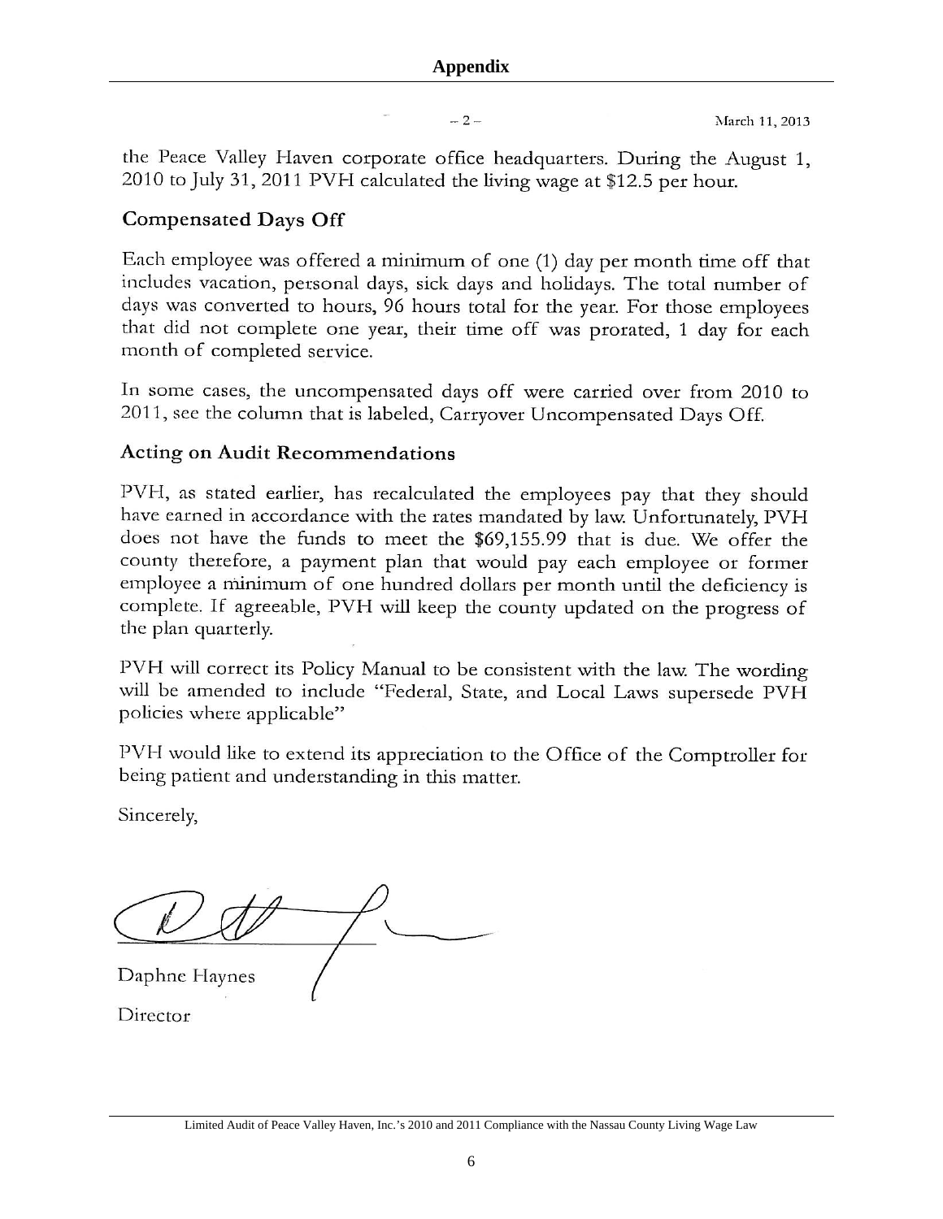## Appendix

– 2 – March 11, 2013

the Peace Valley Haven corporate office headquarters. During the August 1, 2010 to July 31, 2011 PVH calculated the living wage at $12.5 per hour.

### Compensated Days Off

Each employee was offered a minimum of one (1) day per month time off that includes vacation, personal days, sick days and holidays. The total number of days was converted to hours, 96 hours total for the year. For those employees that did not complete one year, their time off was prorated, 1 day for each month of completed service.

In some cases, the uncompensated days off were carried over from 2010 to 2011, see the column that is labeled, Carryover Uncompensated Days Off.

### Acting on Audit Recommendations

PVH, as stated earlier, has recalculated the employees pay that they should have earned in accordance with the rates mandated by law. Unfortunately, PVH does not have the funds to meet the $69,155.99 that is due. We offer the county therefore, a payment plan that would pay each employee or former employee a minimum of one hundred dollars per month until the deficiency is complete. If agreeable, PVH will keep the county updated on the progress of the plan quarterly.

PVH will correct its Policy Manual to be consistent with the law. The wording will be amended to include "Federal, State, and Local Laws supersede PVH policies where applicable"

PVH would like to extend its appreciation to the Office of the Comptroller for being patient and understanding in this matter.

Sincerely,

Daphne Haynes

Director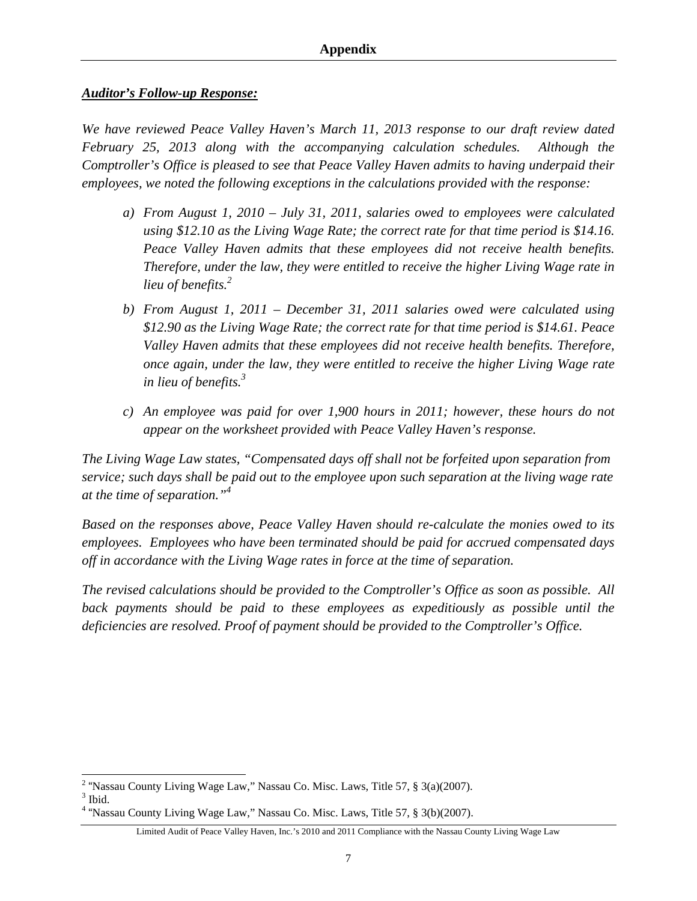# Appendix

***Auditor's Follow-up Response:***

*We have reviewed Peace Valley Haven's March 11, 2013 response to our draft review dated February 25, 2013 along with the accompanying calculation schedules. Although the Comptroller's Office is pleased to see that Peace Valley Haven admits to having underpaid their employees, we noted the following exceptions in the calculations provided with the response:*

*a) From August 1, 2010 – July 31, 2011, salaries owed to employees were calculated using \$12.10 as the Living Wage Rate; the correct rate for that time period is \$14.16. Peace Valley Haven admits that these employees did not receive health benefits. Therefore, under the law, they were entitled to receive the higher Living Wage rate in lieu of benefits.*[2]

*b) From August 1, 2011 – December 31, 2011 salaries owed were calculated using \$12.90 as the Living Wage Rate; the correct rate for that time period is \$14.61. Peace Valley Haven admits that these employees did not receive health benefits. Therefore, once again, under the law, they were entitled to receive the higher Living Wage rate in lieu of benefits.*[3]

*c) An employee was paid for over 1,900 hours in 2011; however, these hours do not appear on the worksheet provided with Peace Valley Haven's response.*

*The Living Wage Law states, "Compensated days off shall not be forfeited upon separation from service; such days shall be paid out to the employee upon such separation at the living wage rate at the time of separation."*[4]

*Based on the responses above, Peace Valley Haven should re-calculate the monies owed to its employees. Employees who have been terminated should be paid for accrued compensated days off in accordance with the Living Wage rates in force at the time of separation.*

*The revised calculations should be provided to the Comptroller's Office as soon as possible. All back payments should be paid to these employees as expeditiously as possible until the deficiencies are resolved. Proof of payment should be provided to the Comptroller's Office.*

---

[2] "Nassau County Living Wage Law," Nassau Co. Misc. Laws, Title 57, § 3(a)(2007).

[3] Ibid.

[4] "Nassau County Living Wage Law," Nassau Co. Misc. Laws, Title 57, § 3(b)(2007).